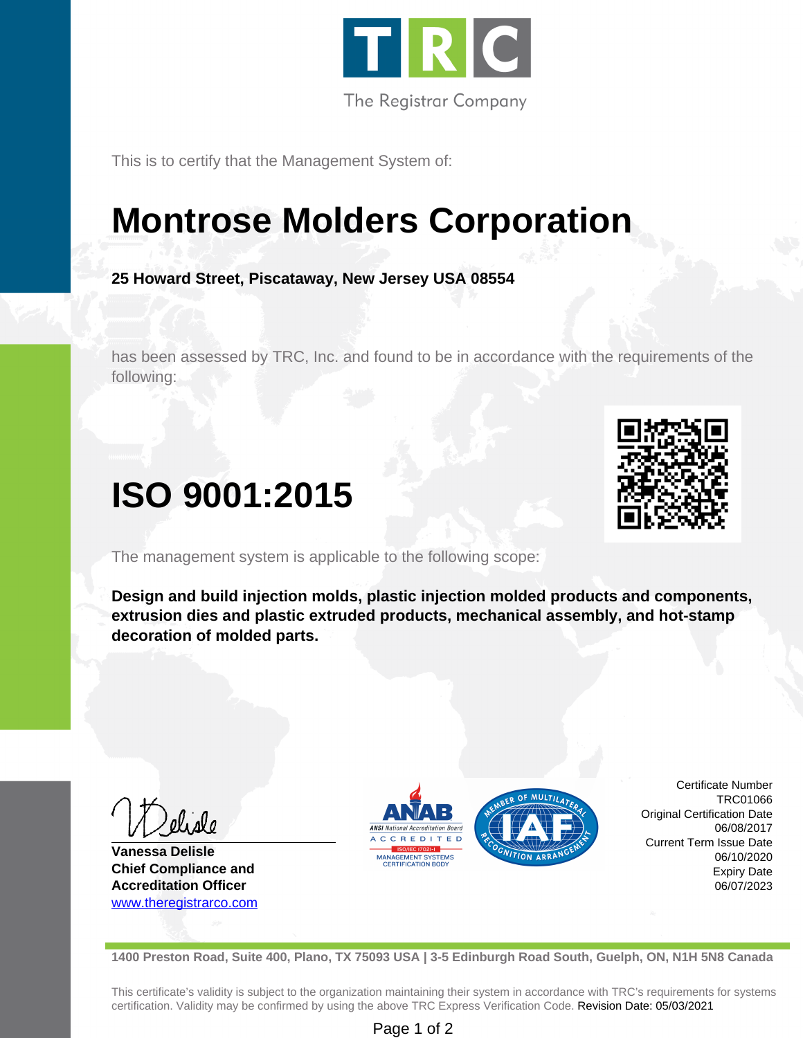TRC

The Registrar Company

This is to certify that the Management System of:

# Montrose Molders Corporation

**25 Howard Street, Piscataway, New Jersey USA 08554**

has been assessed by TRC, Inc. and found to be in accordance with the requirements of the following:

# ISO 9001:2015

The management system is applicable to the following scope:

**Design and build injection molds, plastic injection molded products and components, extrusion dies and plastic extruded products, mechanical assembly, and hot-stamp decoration of molded parts.**

**Vanessa Delisle**
**Chief Compliance and Accreditation Officer**
[www.theregistrarco.com](http://www.theregistrarco.com)

ANAB ANSI National Accreditation Board ACCREDITED ISO/IEC 17021-1 MANAGEMENT SYSTEMS CERTIFICATION BODY

IAF MEMBER OF MULTILATERAL RECOGNITION ARRANGEMENT

Certificate Number
TRC01066
Original Certification Date
06/08/2017
Current Term Issue Date
06/10/2020
Expiry Date
06/07/2023

**1400 Preston Road, Suite 400, Plano, TX 75093 USA | 3-5 Edinburgh Road South, Guelph, ON, N1H 5N8 Canada**

This certificate's validity is subject to the organization maintaining their system in accordance with TRC's requirements for systems certification. Validity may be confirmed by using the above TRC Express Verification Code. Revision Date: 05/03/2021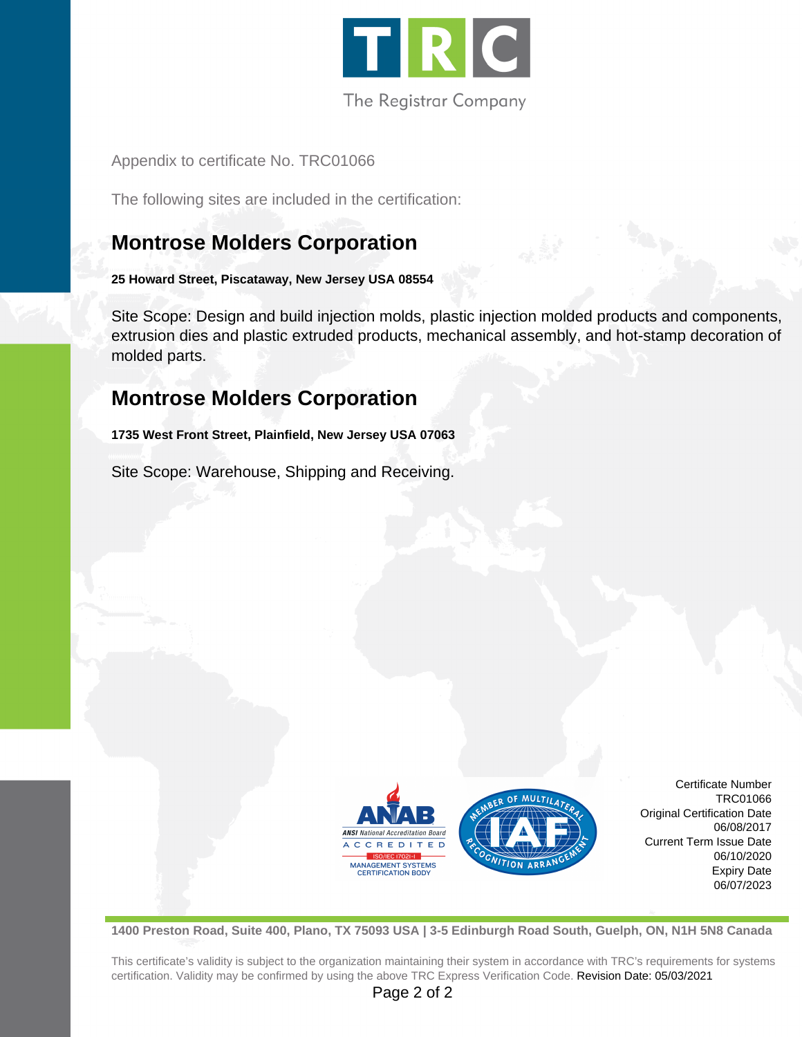TRC

The Registrar Company

Appendix to certificate No. TRC01066

The following sites are included in the certification:

## Montrose Molders Corporation

**25 Howard Street, Piscataway, New Jersey USA 08554**

Site Scope: Design and build injection molds, plastic injection molded products and components, extrusion dies and plastic extruded products, mechanical assembly, and hot-stamp decoration of molded parts.

## Montrose Molders Corporation

**1735 West Front Street, Plainfield, New Jersey USA 07063**

Site Scope: Warehouse, Shipping and Receiving.

ANAB
ANSI National Accreditation Board
ACCREDITED
ISO/IEC 17021-1
MANAGEMENT SYSTEMS CERTIFICATION BODY

IAF
MEMBER OF MULTILATERAL RECOGNITION ARRANGEMENT

Certificate Number
TRC01066
Original Certification Date
06/08/2017
Current Term Issue Date
06/10/2020
Expiry Date
06/07/2023

**1400 Preston Road, Suite 400, Plano, TX 75093 USA | 3-5 Edinburgh Road South, Guelph, ON, N1H 5N8 Canada**

This certificate's validity is subject to the organization maintaining their system in accordance with TRC's requirements for systems certification. Validity may be confirmed by using the above TRC Express Verification Code. Revision Date: 05/03/2021